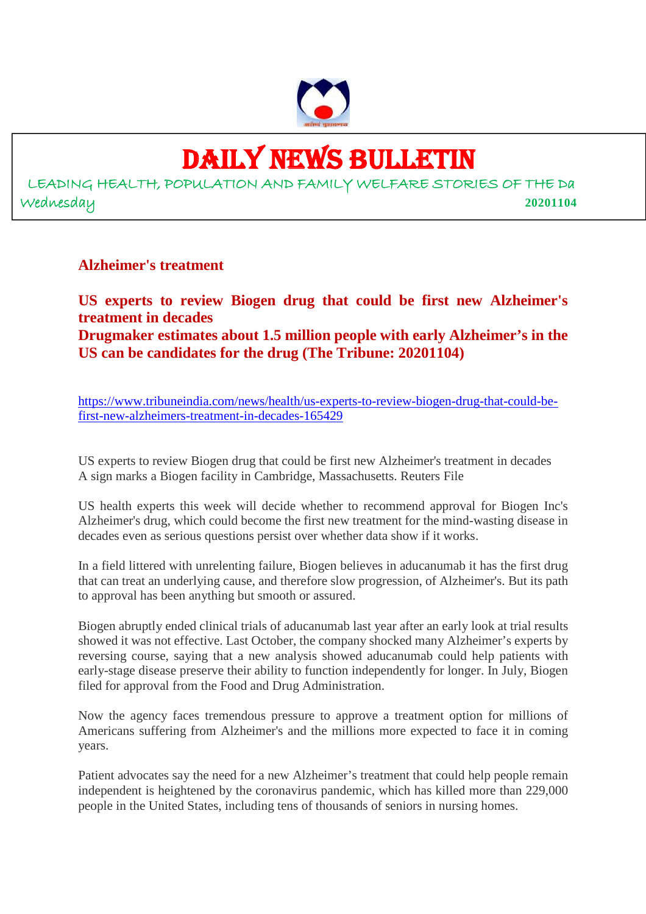# DAILY NEWS BULLETIN

LEADING HEALTH, POPULATION AND FAMILY WELFARE STORIES OF THE Da

Wednesday **20201104**

## Alzheimer's treatment

### US experts to review Biogen drug that could be first new Alzheimer's treatment in decades

### Drugmaker estimates about 1.5 million people with early Alzheimer's in the US can be candidates for the drug (The Tribune: 20201104)

https://www.tribuneindia.com/news/health/us-experts-to-review-biogen-drug-that-could-be-first-new-alzheimers-treatment-in-decades-165429

US experts to review Biogen drug that could be first new Alzheimer's treatment in decades
A sign marks a Biogen facility in Cambridge, Massachusetts. Reuters File

US health experts this week will decide whether to recommend approval for Biogen Inc's Alzheimer's drug, which could become the first new treatment for the mind-wasting disease in decades even as serious questions persist over whether data show if it works.

In a field littered with unrelenting failure, Biogen believes in aducanumab it has the first drug that can treat an underlying cause, and therefore slow progression, of Alzheimer's. But its path to approval has been anything but smooth or assured.

Biogen abruptly ended clinical trials of aducanumab last year after an early look at trial results showed it was not effective. Last October, the company shocked many Alzheimer's experts by reversing course, saying that a new analysis showed aducanumab could help patients with early-stage disease preserve their ability to function independently for longer. In July, Biogen filed for approval from the Food and Drug Administration.

Now the agency faces tremendous pressure to approve a treatment option for millions of Americans suffering from Alzheimer's and the millions more expected to face it in coming years.

Patient advocates say the need for a new Alzheimer's treatment that could help people remain independent is heightened by the coronavirus pandemic, which has killed more than 229,000 people in the United States, including tens of thousands of seniors in nursing homes.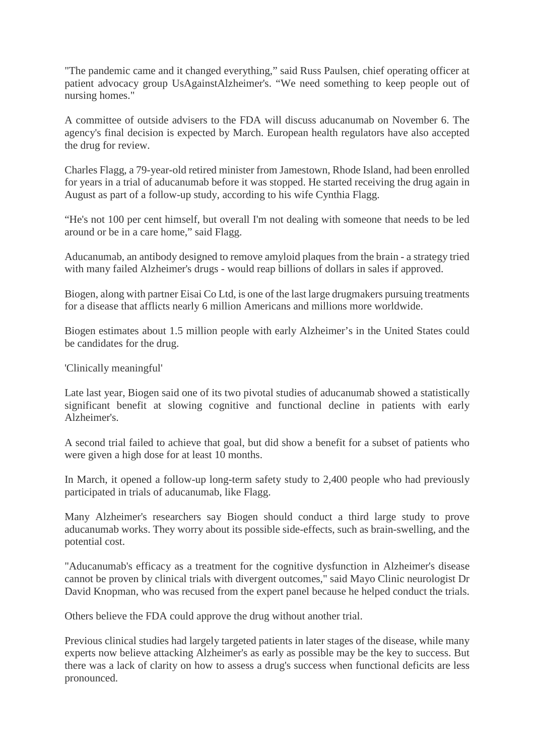"The pandemic came and it changed everything," said Russ Paulsen, chief operating officer at patient advocacy group UsAgainstAlzheimer's. "We need something to keep people out of nursing homes."

A committee of outside advisers to the FDA will discuss aducanumab on November 6. The agency's final decision is expected by March. European health regulators have also accepted the drug for review.

Charles Flagg, a 79-year-old retired minister from Jamestown, Rhode Island, had been enrolled for years in a trial of aducanumab before it was stopped. He started receiving the drug again in August as part of a follow-up study, according to his wife Cynthia Flagg.

"He's not 100 per cent himself, but overall I'm not dealing with someone that needs to be led around or be in a care home," said Flagg.

Aducanumab, an antibody designed to remove amyloid plaques from the brain - a strategy tried with many failed Alzheimer's drugs - would reap billions of dollars in sales if approved.

Biogen, along with partner Eisai Co Ltd, is one of the last large drugmakers pursuing treatments for a disease that afflicts nearly 6 million Americans and millions more worldwide.

Biogen estimates about 1.5 million people with early Alzheimer's in the United States could be candidates for the drug.

'Clinically meaningful'

Late last year, Biogen said one of its two pivotal studies of aducanumab showed a statistically significant benefit at slowing cognitive and functional decline in patients with early Alzheimer's.

A second trial failed to achieve that goal, but did show a benefit for a subset of patients who were given a high dose for at least 10 months.

In March, it opened a follow-up long-term safety study to 2,400 people who had previously participated in trials of aducanumab, like Flagg.

Many Alzheimer's researchers say Biogen should conduct a third large study to prove aducanumab works. They worry about its possible side-effects, such as brain-swelling, and the potential cost.

"Aducanumab's efficacy as a treatment for the cognitive dysfunction in Alzheimer's disease cannot be proven by clinical trials with divergent outcomes," said Mayo Clinic neurologist Dr David Knopman, who was recused from the expert panel because he helped conduct the trials.

Others believe the FDA could approve the drug without another trial.

Previous clinical studies had largely targeted patients in later stages of the disease, while many experts now believe attacking Alzheimer's as early as possible may be the key to success. But there was a lack of clarity on how to assess a drug's success when functional deficits are less pronounced.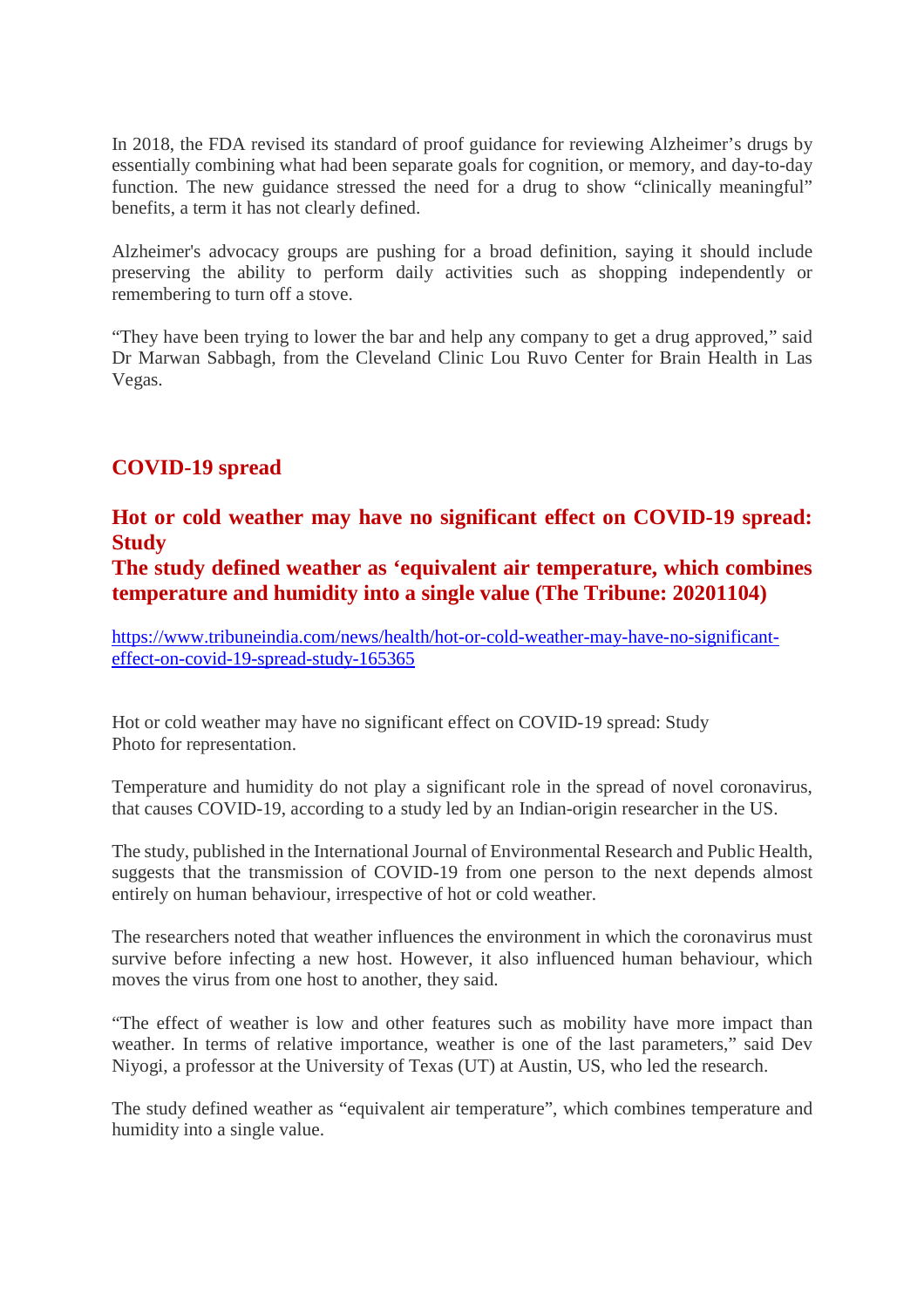In 2018, the FDA revised its standard of proof guidance for reviewing Alzheimer's drugs by essentially combining what had been separate goals for cognition, or memory, and day-to-day function. The new guidance stressed the need for a drug to show "clinically meaningful" benefits, a term it has not clearly defined.

Alzheimer's advocacy groups are pushing for a broad definition, saying it should include preserving the ability to perform daily activities such as shopping independently or remembering to turn off a stove.

"They have been trying to lower the bar and help any company to get a drug approved," said Dr Marwan Sabbagh, from the Cleveland Clinic Lou Ruvo Center for Brain Health in Las Vegas.

## COVID-19 spread

### Hot or cold weather may have no significant effect on COVID-19 spread: Study
### The study defined weather as 'equivalent air temperature, which combines temperature and humidity into a single value (The Tribune: 20201104)

https://www.tribuneindia.com/news/health/hot-or-cold-weather-may-have-no-significant-effect-on-covid-19-spread-study-165365

Hot or cold weather may have no significant effect on COVID-19 spread: Study
Photo for representation.

Temperature and humidity do not play a significant role in the spread of novel coronavirus, that causes COVID-19, according to a study led by an Indian-origin researcher in the US.

The study, published in the International Journal of Environmental Research and Public Health, suggests that the transmission of COVID-19 from one person to the next depends almost entirely on human behaviour, irrespective of hot or cold weather.

The researchers noted that weather influences the environment in which the coronavirus must survive before infecting a new host. However, it also influenced human behaviour, which moves the virus from one host to another, they said.

"The effect of weather is low and other features such as mobility have more impact than weather. In terms of relative importance, weather is one of the last parameters," said Dev Niyogi, a professor at the University of Texas (UT) at Austin, US, who led the research.

The study defined weather as "equivalent air temperature", which combines temperature and humidity into a single value.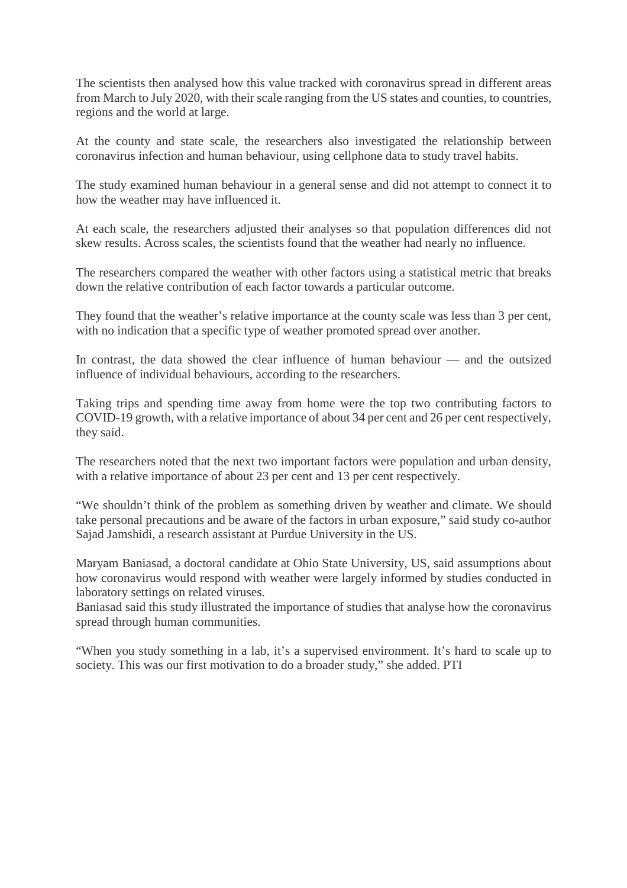The scientists then analysed how this value tracked with coronavirus spread in different areas from March to July 2020, with their scale ranging from the US states and counties, to countries, regions and the world at large.

At the county and state scale, the researchers also investigated the relationship between coronavirus infection and human behaviour, using cellphone data to study travel habits.

The study examined human behaviour in a general sense and did not attempt to connect it to how the weather may have influenced it.

At each scale, the researchers adjusted their analyses so that population differences did not skew results. Across scales, the scientists found that the weather had nearly no influence.

The researchers compared the weather with other factors using a statistical metric that breaks down the relative contribution of each factor towards a particular outcome.

They found that the weather's relative importance at the county scale was less than 3 per cent, with no indication that a specific type of weather promoted spread over another.

In contrast, the data showed the clear influence of human behaviour — and the outsized influence of individual behaviours, according to the researchers.

Taking trips and spending time away from home were the top two contributing factors to COVID-19 growth, with a relative importance of about 34 per cent and 26 per cent respectively, they said.

The researchers noted that the next two important factors were population and urban density, with a relative importance of about 23 per cent and 13 per cent respectively.

"We shouldn't think of the problem as something driven by weather and climate. We should take personal precautions and be aware of the factors in urban exposure," said study co-author Sajad Jamshidi, a research assistant at Purdue University in the US.

Maryam Baniasad, a doctoral candidate at Ohio State University, US, said assumptions about how coronavirus would respond with weather were largely informed by studies conducted in laboratory settings on related viruses.
Baniasad said this study illustrated the importance of studies that analyse how the coronavirus spread through human communities.

"When you study something in a lab, it's a supervised environment. It's hard to scale up to society. This was our first motivation to do a broader study," she added. PTI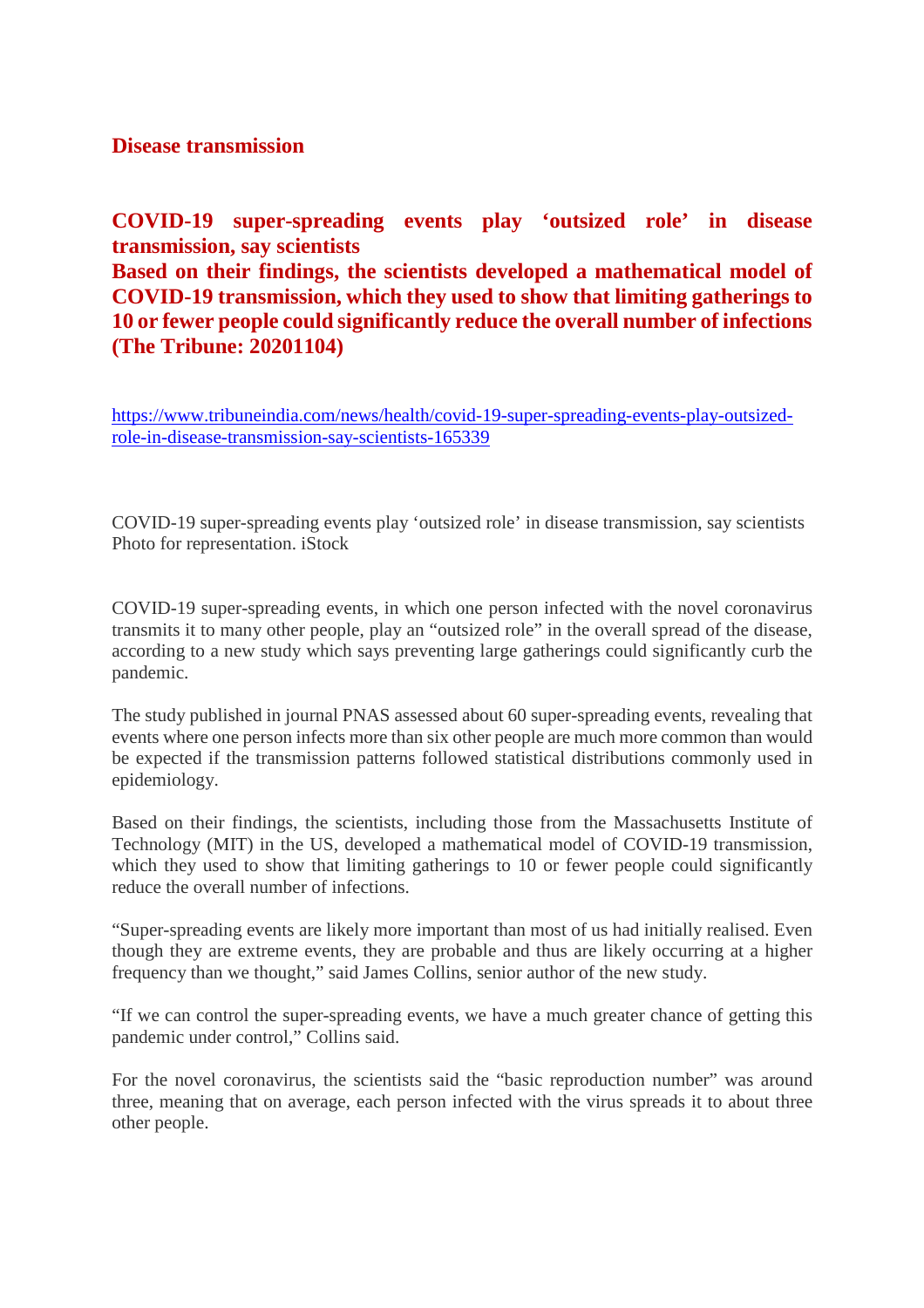## Disease transmission

### COVID-19 super-spreading events play 'outsized role' in disease transmission, say scientists
### Based on their findings, the scientists developed a mathematical model of COVID-19 transmission, which they used to show that limiting gatherings to 10 or fewer people could significantly reduce the overall number of infections (The Tribune: 20201104)

https://www.tribuneindia.com/news/health/covid-19-super-spreading-events-play-outsized-role-in-disease-transmission-say-scientists-165339

COVID-19 super-spreading events play 'outsized role' in disease transmission, say scientists
Photo for representation. iStock

COVID-19 super-spreading events, in which one person infected with the novel coronavirus transmits it to many other people, play an "outsized role" in the overall spread of the disease, according to a new study which says preventing large gatherings could significantly curb the pandemic.

The study published in journal PNAS assessed about 60 super-spreading events, revealing that events where one person infects more than six other people are much more common than would be expected if the transmission patterns followed statistical distributions commonly used in epidemiology.

Based on their findings, the scientists, including those from the Massachusetts Institute of Technology (MIT) in the US, developed a mathematical model of COVID-19 transmission, which they used to show that limiting gatherings to 10 or fewer people could significantly reduce the overall number of infections.

"Super-spreading events are likely more important than most of us had initially realised. Even though they are extreme events, they are probable and thus are likely occurring at a higher frequency than we thought," said James Collins, senior author of the new study.

"If we can control the super-spreading events, we have a much greater chance of getting this pandemic under control," Collins said.

For the novel coronavirus, the scientists said the "basic reproduction number" was around three, meaning that on average, each person infected with the virus spreads it to about three other people.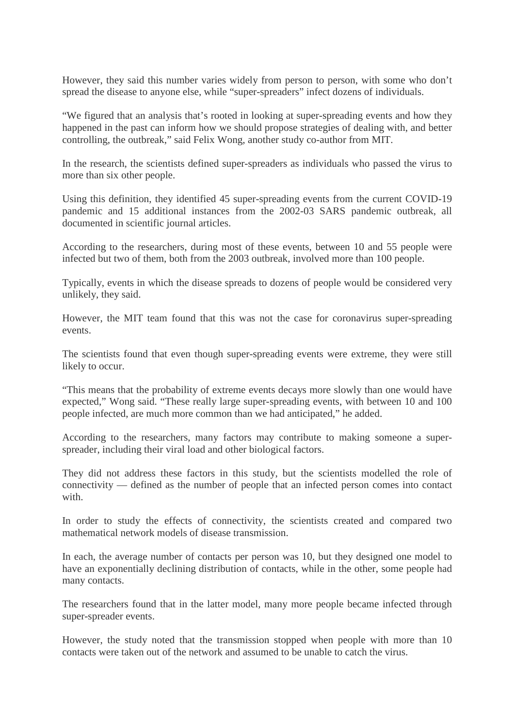However, they said this number varies widely from person to person, with some who don't spread the disease to anyone else, while "super-spreaders" infect dozens of individuals.

"We figured that an analysis that's rooted in looking at super-spreading events and how they happened in the past can inform how we should propose strategies of dealing with, and better controlling, the outbreak," said Felix Wong, another study co-author from MIT.

In the research, the scientists defined super-spreaders as individuals who passed the virus to more than six other people.

Using this definition, they identified 45 super-spreading events from the current COVID-19 pandemic and 15 additional instances from the 2002-03 SARS pandemic outbreak, all documented in scientific journal articles.

According to the researchers, during most of these events, between 10 and 55 people were infected but two of them, both from the 2003 outbreak, involved more than 100 people.

Typically, events in which the disease spreads to dozens of people would be considered very unlikely, they said.

However, the MIT team found that this was not the case for coronavirus super-spreading events.

The scientists found that even though super-spreading events were extreme, they were still likely to occur.

"This means that the probability of extreme events decays more slowly than one would have expected," Wong said. "These really large super-spreading events, with between 10 and 100 people infected, are much more common than we had anticipated," he added.

According to the researchers, many factors may contribute to making someone a super-spreader, including their viral load and other biological factors.

They did not address these factors in this study, but the scientists modelled the role of connectivity — defined as the number of people that an infected person comes into contact with.

In order to study the effects of connectivity, the scientists created and compared two mathematical network models of disease transmission.

In each, the average number of contacts per person was 10, but they designed one model to have an exponentially declining distribution of contacts, while in the other, some people had many contacts.

The researchers found that in the latter model, many more people became infected through super-spreader events.

However, the study noted that the transmission stopped when people with more than 10 contacts were taken out of the network and assumed to be unable to catch the virus.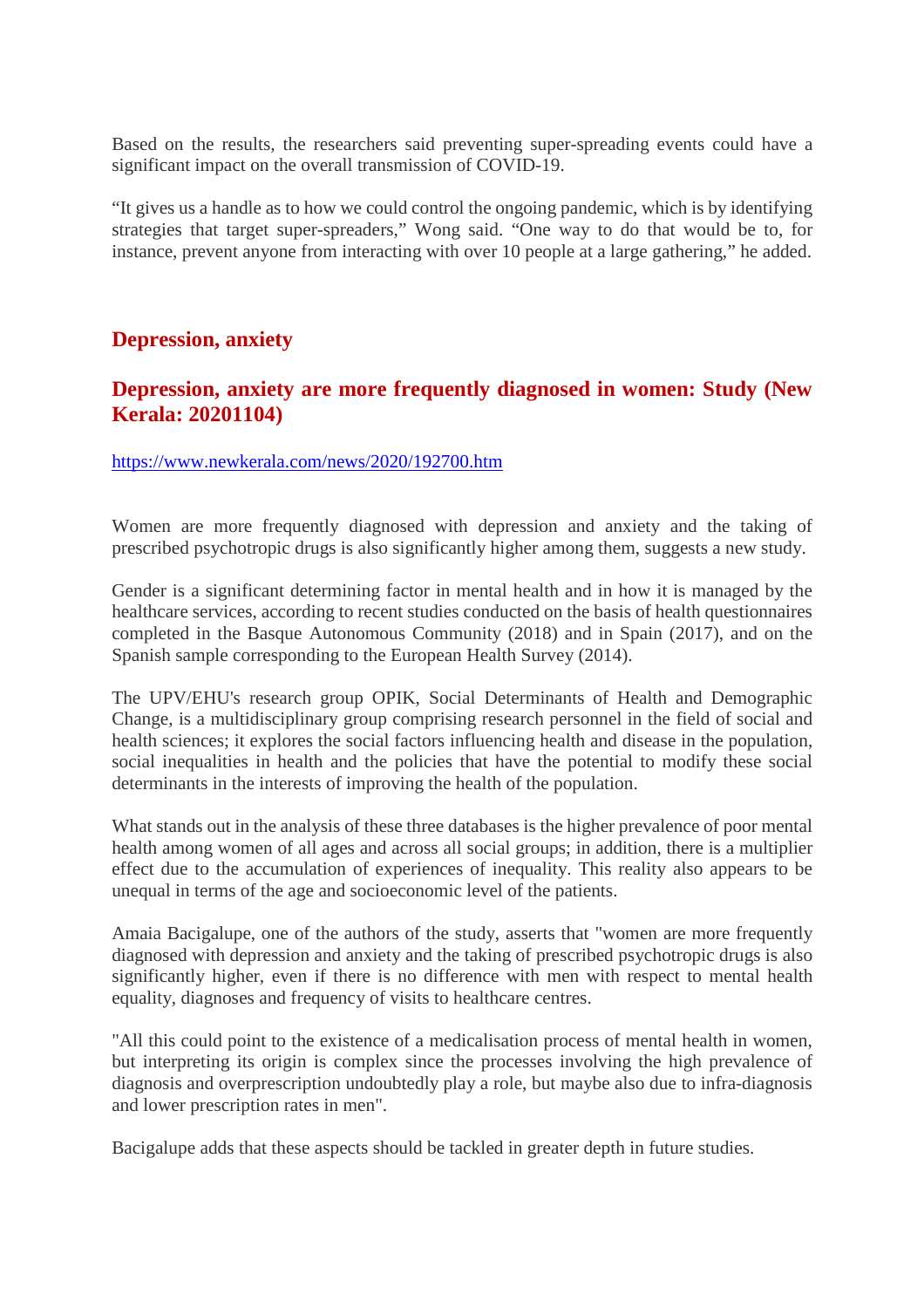Based on the results, the researchers said preventing super-spreading events could have a significant impact on the overall transmission of COVID-19.

“It gives us a handle as to how we could control the ongoing pandemic, which is by identifying strategies that target super-spreaders,” Wong said. “One way to do that would be to, for instance, prevent anyone from interacting with over 10 people at a large gathering,” he added.

## Depression, anxiety

## Depression, anxiety are more frequently diagnosed in women: Study (New Kerala: 20201104)

https://www.newkerala.com/news/2020/192700.htm

Women are more frequently diagnosed with depression and anxiety and the taking of prescribed psychotropic drugs is also significantly higher among them, suggests a new study.

Gender is a significant determining factor in mental health and in how it is managed by the healthcare services, according to recent studies conducted on the basis of health questionnaires completed in the Basque Autonomous Community (2018) and in Spain (2017), and on the Spanish sample corresponding to the European Health Survey (2014).

The UPV/EHU's research group OPIK, Social Determinants of Health and Demographic Change, is a multidisciplinary group comprising research personnel in the field of social and health sciences; it explores the social factors influencing health and disease in the population, social inequalities in health and the policies that have the potential to modify these social determinants in the interests of improving the health of the population.

What stands out in the analysis of these three databases is the higher prevalence of poor mental health among women of all ages and across all social groups; in addition, there is a multiplier effect due to the accumulation of experiences of inequality. This reality also appears to be unequal in terms of the age and socioeconomic level of the patients.

Amaia Bacigalupe, one of the authors of the study, asserts that "women are more frequently diagnosed with depression and anxiety and the taking of prescribed psychotropic drugs is also significantly higher, even if there is no difference with men with respect to mental health equality, diagnoses and frequency of visits to healthcare centres.

"All this could point to the existence of a medicalisation process of mental health in women, but interpreting its origin is complex since the processes involving the high prevalence of diagnosis and overprescription undoubtedly play a role, but maybe also due to infra-diagnosis and lower prescription rates in men".

Bacigalupe adds that these aspects should be tackled in greater depth in future studies.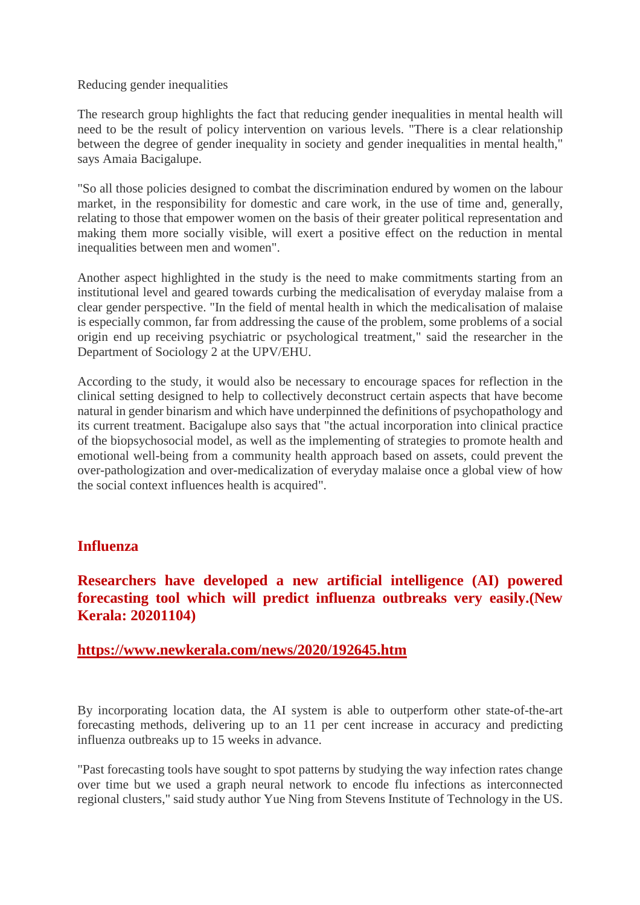Reducing gender inequalities

The research group highlights the fact that reducing gender inequalities in mental health will need to be the result of policy intervention on various levels. "There is a clear relationship between the degree of gender inequality in society and gender inequalities in mental health," says Amaia Bacigalupe.

"So all those policies designed to combat the discrimination endured by women on the labour market, in the responsibility for domestic and care work, in the use of time and, generally, relating to those that empower women on the basis of their greater political representation and making them more socially visible, will exert a positive effect on the reduction in mental inequalities between men and women".

Another aspect highlighted in the study is the need to make commitments starting from an institutional level and geared towards curbing the medicalisation of everyday malaise from a clear gender perspective. "In the field of mental health in which the medicalisation of malaise is especially common, far from addressing the cause of the problem, some problems of a social origin end up receiving psychiatric or psychological treatment," said the researcher in the Department of Sociology 2 at the UPV/EHU.

According to the study, it would also be necessary to encourage spaces for reflection in the clinical setting designed to help to collectively deconstruct certain aspects that have become natural in gender binarism and which have underpinned the definitions of psychopathology and its current treatment. Bacigalupe also says that "the actual incorporation into clinical practice of the biopsychosocial model, as well as the implementing of strategies to promote health and emotional well-being from a community health approach based on assets, could prevent the over-pathologization and over-medicalization of everyday malaise once a global view of how the social context influences health is acquired".

## Influenza

### Researchers have developed a new artificial intelligence (AI) powered forecasting tool which will predict influenza outbreaks very easily.(New Kerala: 20201104)

**https://www.newkerala.com/news/2020/192645.htm**

By incorporating location data, the AI system is able to outperform other state-of-the-art forecasting methods, delivering up to an 11 per cent increase in accuracy and predicting influenza outbreaks up to 15 weeks in advance.

"Past forecasting tools have sought to spot patterns by studying the way infection rates change over time but we used a graph neural network to encode flu infections as interconnected regional clusters," said study author Yue Ning from Stevens Institute of Technology in the US.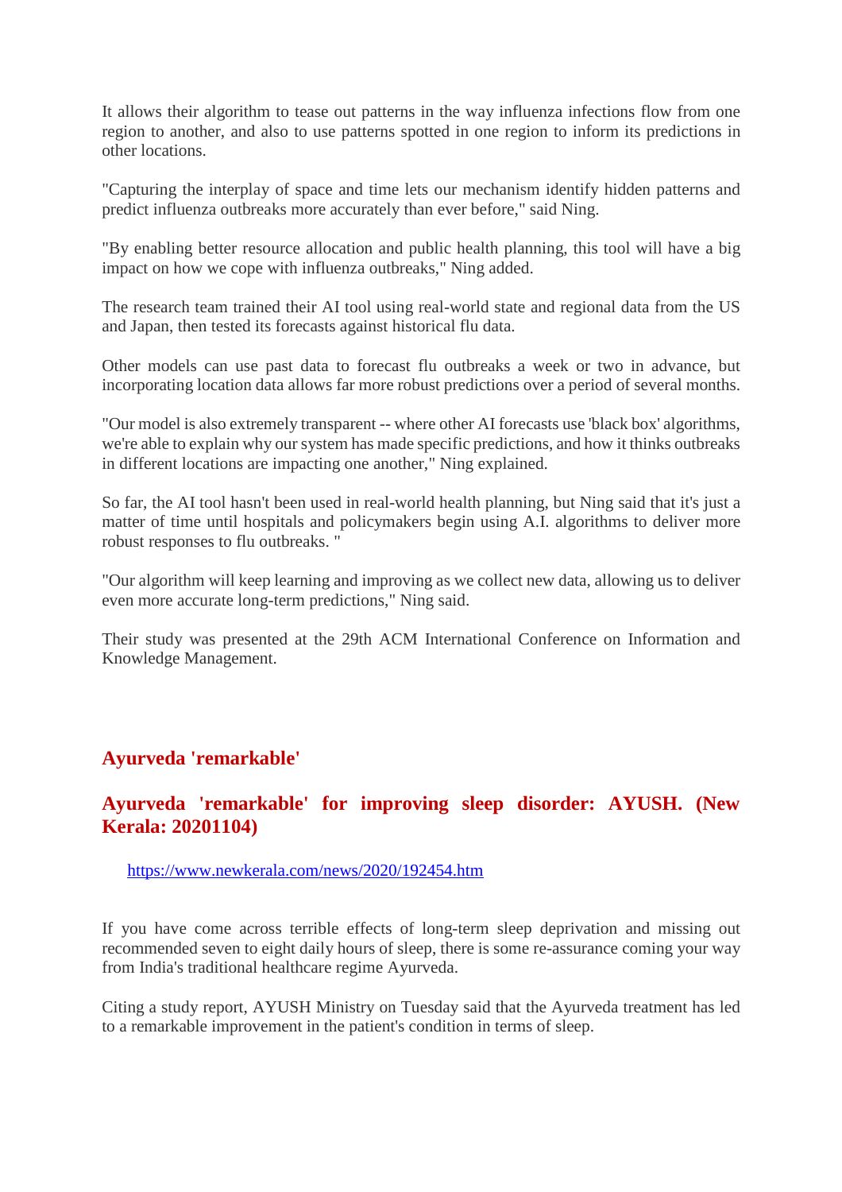It allows their algorithm to tease out patterns in the way influenza infections flow from one region to another, and also to use patterns spotted in one region to inform its predictions in other locations.

"Capturing the interplay of space and time lets our mechanism identify hidden patterns and predict influenza outbreaks more accurately than ever before," said Ning.

"By enabling better resource allocation and public health planning, this tool will have a big impact on how we cope with influenza outbreaks," Ning added.

The research team trained their AI tool using real-world state and regional data from the US and Japan, then tested its forecasts against historical flu data.

Other models can use past data to forecast flu outbreaks a week or two in advance, but incorporating location data allows far more robust predictions over a period of several months.

"Our model is also extremely transparent -- where other AI forecasts use 'black box' algorithms, we're able to explain why our system has made specific predictions, and how it thinks outbreaks in different locations are impacting one another," Ning explained.

So far, the AI tool hasn't been used in real-world health planning, but Ning said that it's just a matter of time until hospitals and policymakers begin using A.I. algorithms to deliver more robust responses to flu outbreaks. "

"Our algorithm will keep learning and improving as we collect new data, allowing us to deliver even more accurate long-term predictions," Ning said.

Their study was presented at the 29th ACM International Conference on Information and Knowledge Management.

## Ayurveda 'remarkable'

### Ayurveda 'remarkable' for improving sleep disorder: AYUSH. (New Kerala: 20201104)

https://www.newkerala.com/news/2020/192454.htm

If you have come across terrible effects of long-term sleep deprivation and missing out recommended seven to eight daily hours of sleep, there is some re-assurance coming your way from India's traditional healthcare regime Ayurveda.

Citing a study report, AYUSH Ministry on Tuesday said that the Ayurveda treatment has led to a remarkable improvement in the patient's condition in terms of sleep.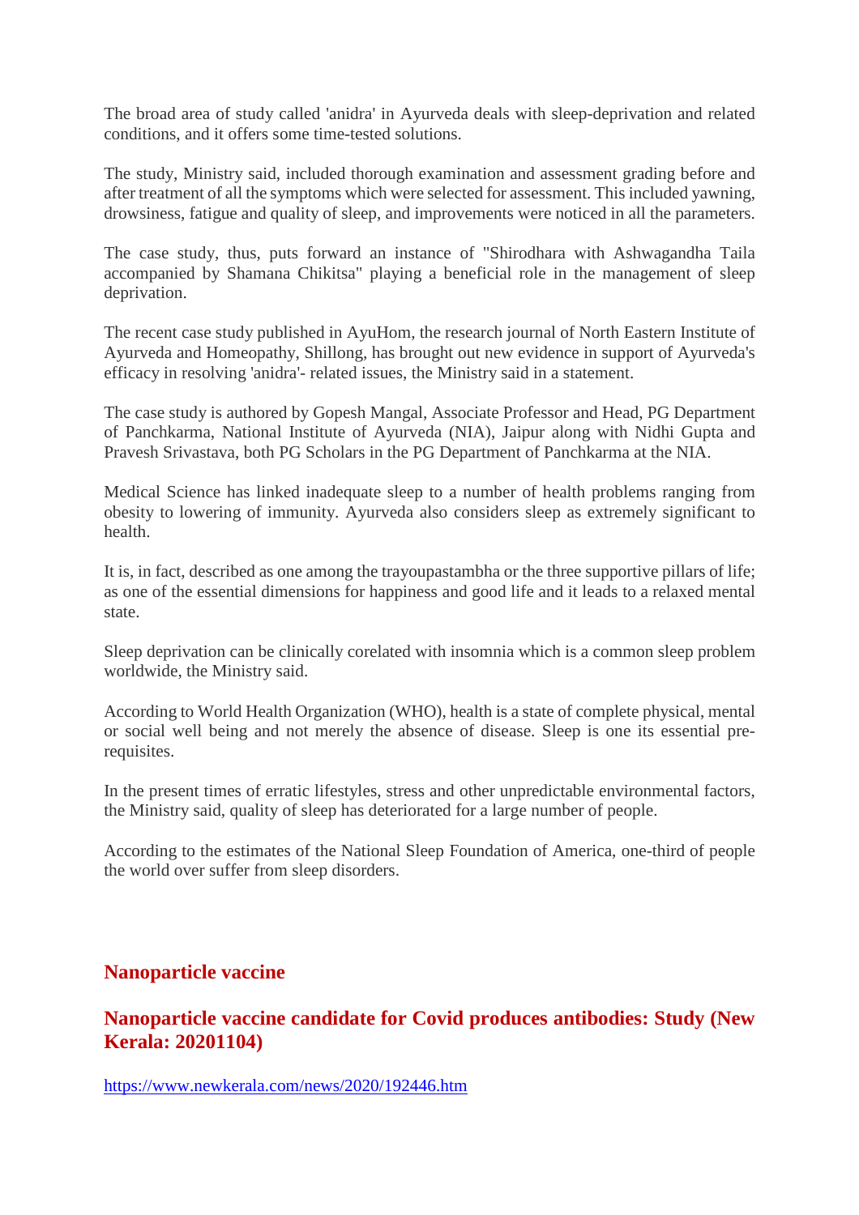The broad area of study called 'anidra' in Ayurveda deals with sleep-deprivation and related conditions, and it offers some time-tested solutions.

The study, Ministry said, included thorough examination and assessment grading before and after treatment of all the symptoms which were selected for assessment. This included yawning, drowsiness, fatigue and quality of sleep, and improvements were noticed in all the parameters.

The case study, thus, puts forward an instance of "Shirodhara with Ashwagandha Taila accompanied by Shamana Chikitsa" playing a beneficial role in the management of sleep deprivation.

The recent case study published in AyuHom, the research journal of North Eastern Institute of Ayurveda and Homeopathy, Shillong, has brought out new evidence in support of Ayurveda's efficacy in resolving 'anidra'- related issues, the Ministry said in a statement.

The case study is authored by Gopesh Mangal, Associate Professor and Head, PG Department of Panchkarma, National Institute of Ayurveda (NIA), Jaipur along with Nidhi Gupta and Pravesh Srivastava, both PG Scholars in the PG Department of Panchkarma at the NIA.

Medical Science has linked inadequate sleep to a number of health problems ranging from obesity to lowering of immunity. Ayurveda also considers sleep as extremely significant to health.

It is, in fact, described as one among the trayoupastambha or the three supportive pillars of life; as one of the essential dimensions for happiness and good life and it leads to a relaxed mental state.

Sleep deprivation can be clinically corelated with insomnia which is a common sleep problem worldwide, the Ministry said.

According to World Health Organization (WHO), health is a state of complete physical, mental or social well being and not merely the absence of disease. Sleep is one its essential pre-requisites.

In the present times of erratic lifestyles, stress and other unpredictable environmental factors, the Ministry said, quality of sleep has deteriorated for a large number of people.

According to the estimates of the National Sleep Foundation of America, one-third of people the world over suffer from sleep disorders.

## Nanoparticle vaccine

## Nanoparticle vaccine candidate for Covid produces antibodies: Study (New Kerala: 20201104)

https://www.newkerala.com/news/2020/192446.htm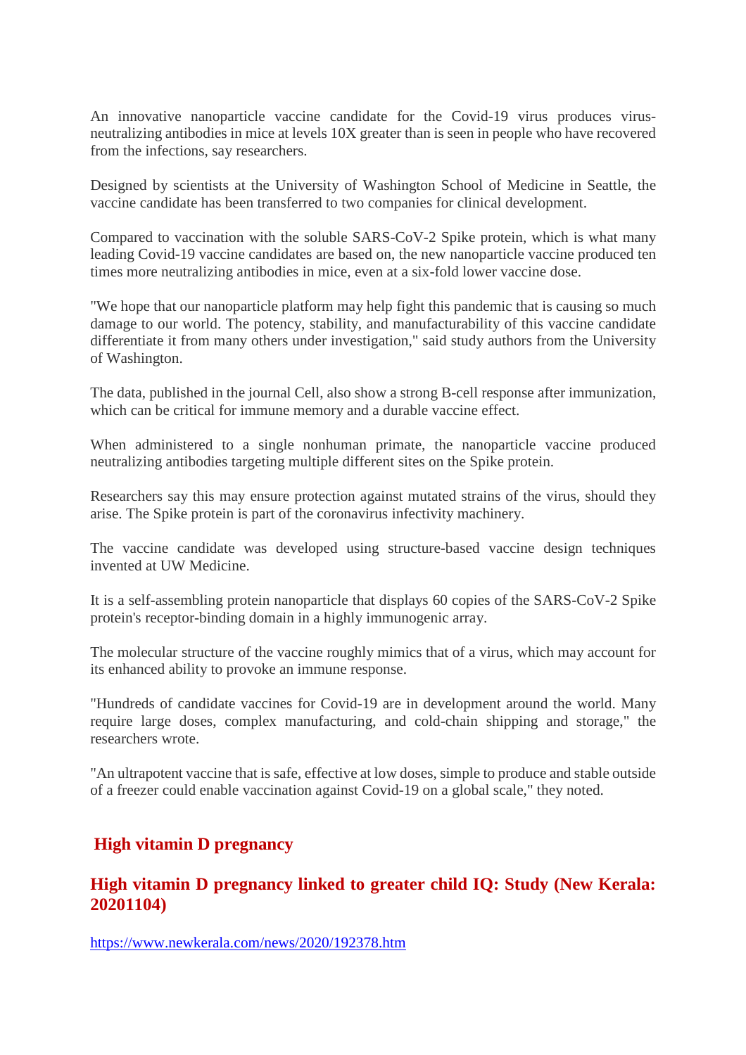An innovative nanoparticle vaccine candidate for the Covid-19 virus produces virus-neutralizing antibodies in mice at levels 10X greater than is seen in people who have recovered from the infections, say researchers.

Designed by scientists at the University of Washington School of Medicine in Seattle, the vaccine candidate has been transferred to two companies for clinical development.

Compared to vaccination with the soluble SARS-CoV-2 Spike protein, which is what many leading Covid-19 vaccine candidates are based on, the new nanoparticle vaccine produced ten times more neutralizing antibodies in mice, even at a six-fold lower vaccine dose.

"We hope that our nanoparticle platform may help fight this pandemic that is causing so much damage to our world. The potency, stability, and manufacturability of this vaccine candidate differentiate it from many others under investigation," said study authors from the University of Washington.

The data, published in the journal Cell, also show a strong B-cell response after immunization, which can be critical for immune memory and a durable vaccine effect.

When administered to a single nonhuman primate, the nanoparticle vaccine produced neutralizing antibodies targeting multiple different sites on the Spike protein.

Researchers say this may ensure protection against mutated strains of the virus, should they arise. The Spike protein is part of the coronavirus infectivity machinery.

The vaccine candidate was developed using structure-based vaccine design techniques invented at UW Medicine.

It is a self-assembling protein nanoparticle that displays 60 copies of the SARS-CoV-2 Spike protein's receptor-binding domain in a highly immunogenic array.

The molecular structure of the vaccine roughly mimics that of a virus, which may account for its enhanced ability to provoke an immune response.

"Hundreds of candidate vaccines for Covid-19 are in development around the world. Many require large doses, complex manufacturing, and cold-chain shipping and storage," the researchers wrote.

"An ultrapotent vaccine that is safe, effective at low doses, simple to produce and stable outside of a freezer could enable vaccination against Covid-19 on a global scale," they noted.

## High vitamin D pregnancy

## High vitamin D pregnancy linked to greater child IQ: Study (New Kerala: 20201104)

https://www.newkerala.com/news/2020/192378.htm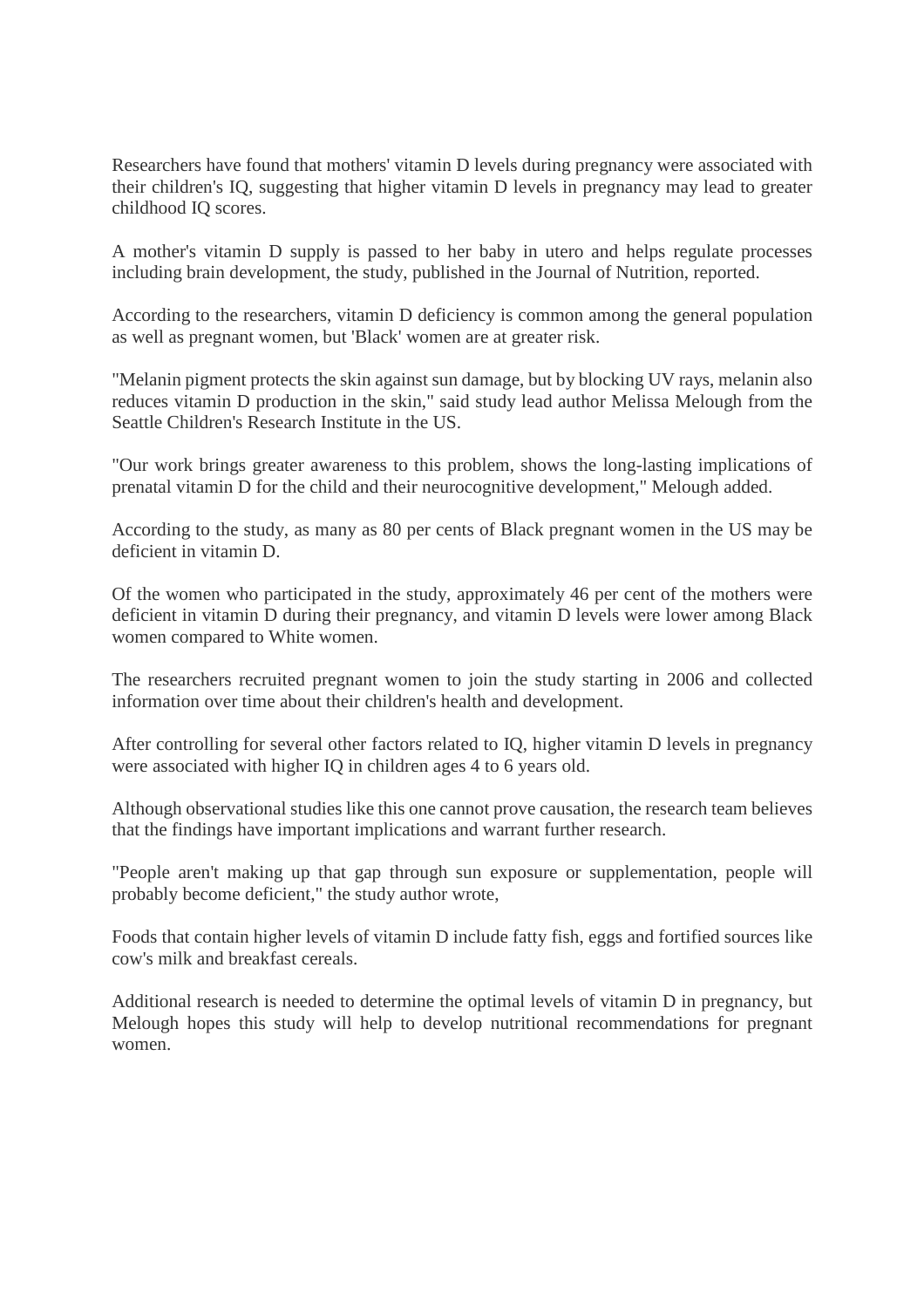Researchers have found that mothers' vitamin D levels during pregnancy were associated with their children's IQ, suggesting that higher vitamin D levels in pregnancy may lead to greater childhood IQ scores.

A mother's vitamin D supply is passed to her baby in utero and helps regulate processes including brain development, the study, published in the Journal of Nutrition, reported.

According to the researchers, vitamin D deficiency is common among the general population as well as pregnant women, but 'Black' women are at greater risk.

"Melanin pigment protects the skin against sun damage, but by blocking UV rays, melanin also reduces vitamin D production in the skin," said study lead author Melissa Melough from the Seattle Children's Research Institute in the US.

"Our work brings greater awareness to this problem, shows the long-lasting implications of prenatal vitamin D for the child and their neurocognitive development," Melough added.

According to the study, as many as 80 per cents of Black pregnant women in the US may be deficient in vitamin D.

Of the women who participated in the study, approximately 46 per cent of the mothers were deficient in vitamin D during their pregnancy, and vitamin D levels were lower among Black women compared to White women.

The researchers recruited pregnant women to join the study starting in 2006 and collected information over time about their children's health and development.

After controlling for several other factors related to IQ, higher vitamin D levels in pregnancy were associated with higher IQ in children ages 4 to 6 years old.

Although observational studies like this one cannot prove causation, the research team believes that the findings have important implications and warrant further research.

"People aren't making up that gap through sun exposure or supplementation, people will probably become deficient," the study author wrote,

Foods that contain higher levels of vitamin D include fatty fish, eggs and fortified sources like cow's milk and breakfast cereals.

Additional research is needed to determine the optimal levels of vitamin D in pregnancy, but Melough hopes this study will help to develop nutritional recommendations for pregnant women.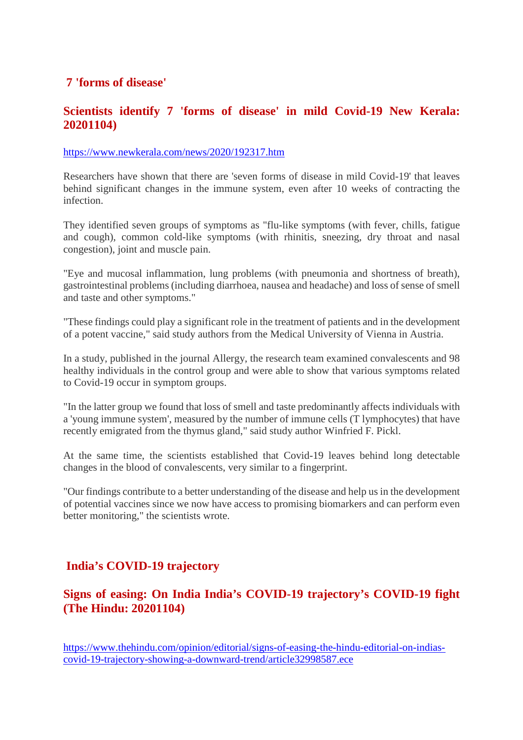## 7 'forms of disease'

## Scientists identify 7 'forms of disease' in mild Covid-19 New Kerala: 20201104)

https://www.newkerala.com/news/2020/192317.htm

Researchers have shown that there are 'seven forms of disease in mild Covid-19' that leaves behind significant changes in the immune system, even after 10 weeks of contracting the infection.

They identified seven groups of symptoms as "flu-like symptoms (with fever, chills, fatigue and cough), common cold-like symptoms (with rhinitis, sneezing, dry throat and nasal congestion), joint and muscle pain.

"Eye and mucosal inflammation, lung problems (with pneumonia and shortness of breath), gastrointestinal problems (including diarrhoea, nausea and headache) and loss of sense of smell and taste and other symptoms."

"These findings could play a significant role in the treatment of patients and in the development of a potent vaccine," said study authors from the Medical University of Vienna in Austria.

In a study, published in the journal Allergy, the research team examined convalescents and 98 healthy individuals in the control group and were able to show that various symptoms related to Covid-19 occur in symptom groups.

"In the latter group we found that loss of smell and taste predominantly affects individuals with a 'young immune system', measured by the number of immune cells (T lymphocytes) that have recently emigrated from the thymus gland," said study author Winfried F. Pickl.

At the same time, the scientists established that Covid-19 leaves behind long detectable changes in the blood of convalescents, very similar to a fingerprint.

"Our findings contribute to a better understanding of the disease and help us in the development of potential vaccines since we now have access to promising biomarkers and can perform even better monitoring," the scientists wrote.

## India's COVID-19 trajectory

## Signs of easing: On India India's COVID-19 trajectory's COVID-19 fight (The Hindu: 20201104)

https://www.thehindu.com/opinion/editorial/signs-of-easing-the-hindu-editorial-on-indias-covid-19-trajectory-showing-a-downward-trend/article32998587.ece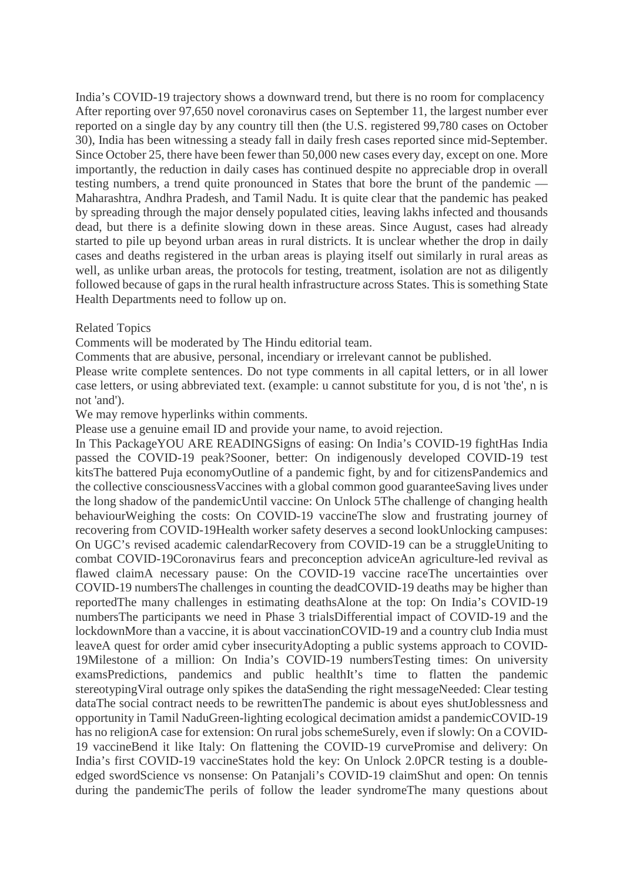India’s COVID-19 trajectory shows a downward trend, but there is no room for complacency
After reporting over 97,650 novel coronavirus cases on September 11, the largest number ever reported on a single day by any country till then (the U.S. registered 99,780 cases on October 30), India has been witnessing a steady fall in daily fresh cases reported since mid-September. Since October 25, there have been fewer than 50,000 new cases every day, except on one. More importantly, the reduction in daily cases has continued despite no appreciable drop in overall testing numbers, a trend quite pronounced in States that bore the brunt of the pandemic — Maharashtra, Andhra Pradesh, and Tamil Nadu. It is quite clear that the pandemic has peaked by spreading through the major densely populated cities, leaving lakhs infected and thousands dead, but there is a definite slowing down in these areas. Since August, cases had already started to pile up beyond urban areas in rural districts. It is unclear whether the drop in daily cases and deaths registered in the urban areas is playing itself out similarly in rural areas as well, as unlike urban areas, the protocols for testing, treatment, isolation are not as diligently followed because of gaps in the rural health infrastructure across States. This is something State Health Departments need to follow up on.

Related Topics
Comments will be moderated by The Hindu editorial team.
Comments that are abusive, personal, incendiary or irrelevant cannot be published.
Please write complete sentences. Do not type comments in all capital letters, or in all lower case letters, or using abbreviated text. (example: u cannot substitute for you, d is not 'the', n is not 'and').
We may remove hyperlinks within comments.
Please use a genuine email ID and provide your name, to avoid rejection.
In This PackageYOU ARE READINGSigns of easing: On India’s COVID-19 fightHas India passed the COVID-19 peak?Sooner, better: On indigenously developed COVID-19 test kitsThe battered Puja economyOutline of a pandemic fight, by and for citizensPandemics and the collective consciousnessVaccines with a global common good guaranteeSaving lives under the long shadow of the pandemicUntil vaccine: On Unlock 5The challenge of changing health behaviourWeighing the costs: On COVID-19 vaccineThe slow and frustrating journey of recovering from COVID-19Health worker safety deserves a second lookUnlocking campuses: On UGC’s revised academic calendarRecovery from COVID-19 can be a struggleUniting to combat COVID-19Coronavirus fears and preconception adviceAn agriculture-led revival as flawed claimA necessary pause: On the COVID-19 vaccine raceThe uncertainties over COVID-19 numbersThe challenges in counting the deadCOVID-19 deaths may be higher than reportedThe many challenges in estimating deathsAlone at the top: On India’s COVID-19 numbersThe participants we need in Phase 3 trialsDifferential impact of COVID-19 and the lockdownMore than a vaccine, it is about vaccinationCOVID-19 and a country club India must leaveA quest for order amid cyber insecurityAdopting a public systems approach to COVID-19Milestone of a million: On India’s COVID-19 numbersTesting times: On university examsPredictions, pandemics and public healthIt’s time to flatten the pandemic stereotypingViral outrage only spikes the dataSending the right messageNeeded: Clear testing dataThe social contract needs to be rewrittenThe pandemic is about eyes shutJoblessness and opportunity in Tamil NaduGreen-lighting ecological decimation amidst a pandemicCOVID-19 has no religionA case for extension: On rural jobs schemeSurely, even if slowly: On a COVID-19 vaccineBend it like Italy: On flattening the COVID-19 curvePromise and delivery: On India’s first COVID-19 vaccineStates hold the key: On Unlock 2.0PCR testing is a double-edged swordScience vs nonsense: On Patanjali’s COVID-19 claimShut and open: On tennis during the pandemicThe perils of follow the leader syndromeThe many questions about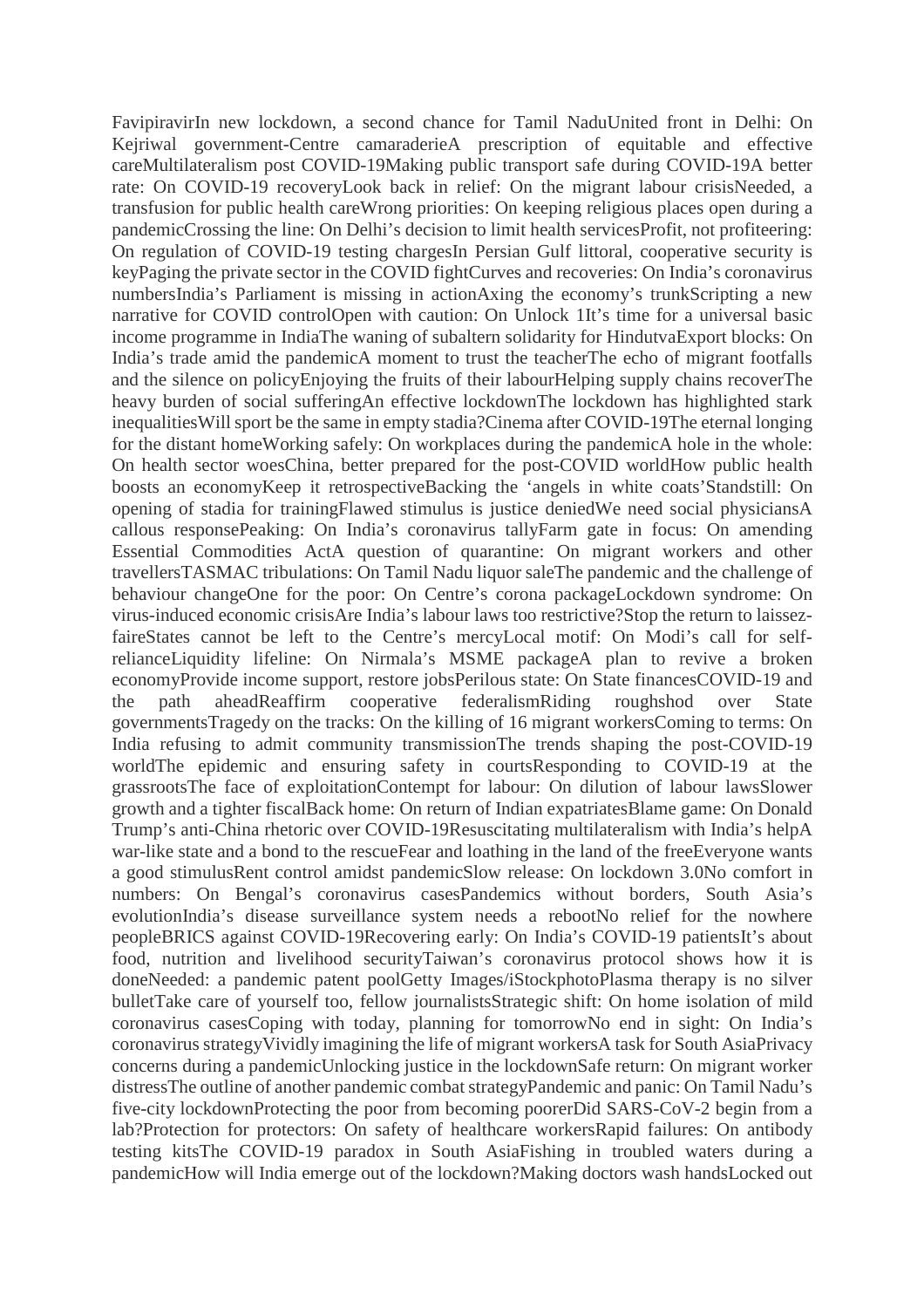FavipiravirIn new lockdown, a second chance for Tamil NaduUnited front in Delhi: On Kejriwal government-Centre camaraderieA prescription of equitable and effective careMultilateralism post COVID-19Making public transport safe during COVID-19A better rate: On COVID-19 recoveryLook back in relief: On the migrant labour crisisNeeded, a transfusion for public health careWrong priorities: On keeping religious places open during a pandemicCrossing the line: On Delhi's decision to limit health servicesProfit, not profiteering: On regulation of COVID-19 testing chargesIn Persian Gulf littoral, cooperative security is keyPaging the private sector in the COVID fightCurves and recoveries: On India's coronavirus numbersIndia's Parliament is missing in actionAxing the economy's trunkScripting a new narrative for COVID controlOpen with caution: On Unlock 1It's time for a universal basic income programme in IndiaThe waning of subaltern solidarity for HindutvaExport blocks: On India's trade amid the pandemicA moment to trust the teacherThe echo of migrant footfalls and the silence on policyEnjoying the fruits of their labourHelping supply chains recoverThe heavy burden of social sufferingAn effective lockdownThe lockdown has highlighted stark inequalitiesWill sport be the same in empty stadia?Cinema after COVID-19The eternal longing for the distant homeWorking safely: On workplaces during the pandemicA hole in the whole: On health sector woesChina, better prepared for the post-COVID worldHow public health boosts an economyKeep it retrospectiveBacking the 'angels in white coats'Standstill: On opening of stadia for trainingFlawed stimulus is justice deniedWe need social physiciansA callous responsePeaking: On India's coronavirus tallyFarm gate in focus: On amending Essential Commodities ActA question of quarantine: On migrant workers and other travellersTASMAC tribulations: On Tamil Nadu liquor saleThe pandemic and the challenge of behaviour changeOne for the poor: On Centre's corona packageLockdown syndrome: On virus-induced economic crisisAre India's labour laws too restrictive?Stop the return to laissez-faireStates cannot be left to the Centre's mercyLocal motif: On Modi's call for self-relianceLiquidity lifeline: On Nirmala's MSME packageA plan to revive a broken economyProvide income support, restore jobsPerilous state: On State financesCOVID-19 and the path aheadReaffirm cooperative federalismRiding roughshod over State governmentsTragedy on the tracks: On the killing of 16 migrant workersComing to terms: On India refusing to admit community transmissionThe trends shaping the post-COVID-19 worldThe epidemic and ensuring safety in courtsResponding to COVID-19 at the grassrootsThe face of exploitationContempt for labour: On dilution of labour lawsSlower growth and a tighter fiscalBack home: On return of Indian expatriatesBlame game: On Donald Trump's anti-China rhetoric over COVID-19Resuscitating multilateralism with India's helpA war-like state and a bond to the rescueFear and loathing in the land of the freeEveryone wants a good stimulusRent control amidst pandemicSlow release: On lockdown 3.0No comfort in numbers: On Bengal's coronavirus casesPandemics without borders, South Asia's evolutionIndia's disease surveillance system needs a rebootNo relief for the nowhere peopleBRICS against COVID-19Recovering early: On India's COVID-19 patientsIt's about food, nutrition and livelihood securityTaiwan's coronavirus protocol shows how it is doneNeeded: a pandemic patent poolGetty Images/iStockphotoPlasma therapy is no silver bulletTake care of yourself too, fellow journalistsStrategic shift: On home isolation of mild coronavirus casesCoping with today, planning for tomorrowNo end in sight: On India's coronavirus strategyVividly imagining the life of migrant workersA task for South AsiaPrivacy concerns during a pandemicUnlocking justice in the lockdownSafe return: On migrant worker distressThe outline of another pandemic combat strategyPandemic and panic: On Tamil Nadu's five-city lockdownProtecting the poor from becoming poorerDid SARS-CoV-2 begin from a lab?Protection for protectors: On safety of healthcare workersRapid failures: On antibody testing kitsThe COVID-19 paradox in South AsiaFishing in troubled waters during a pandemicHow will India emerge out of the lockdown?Making doctors wash handsLocked out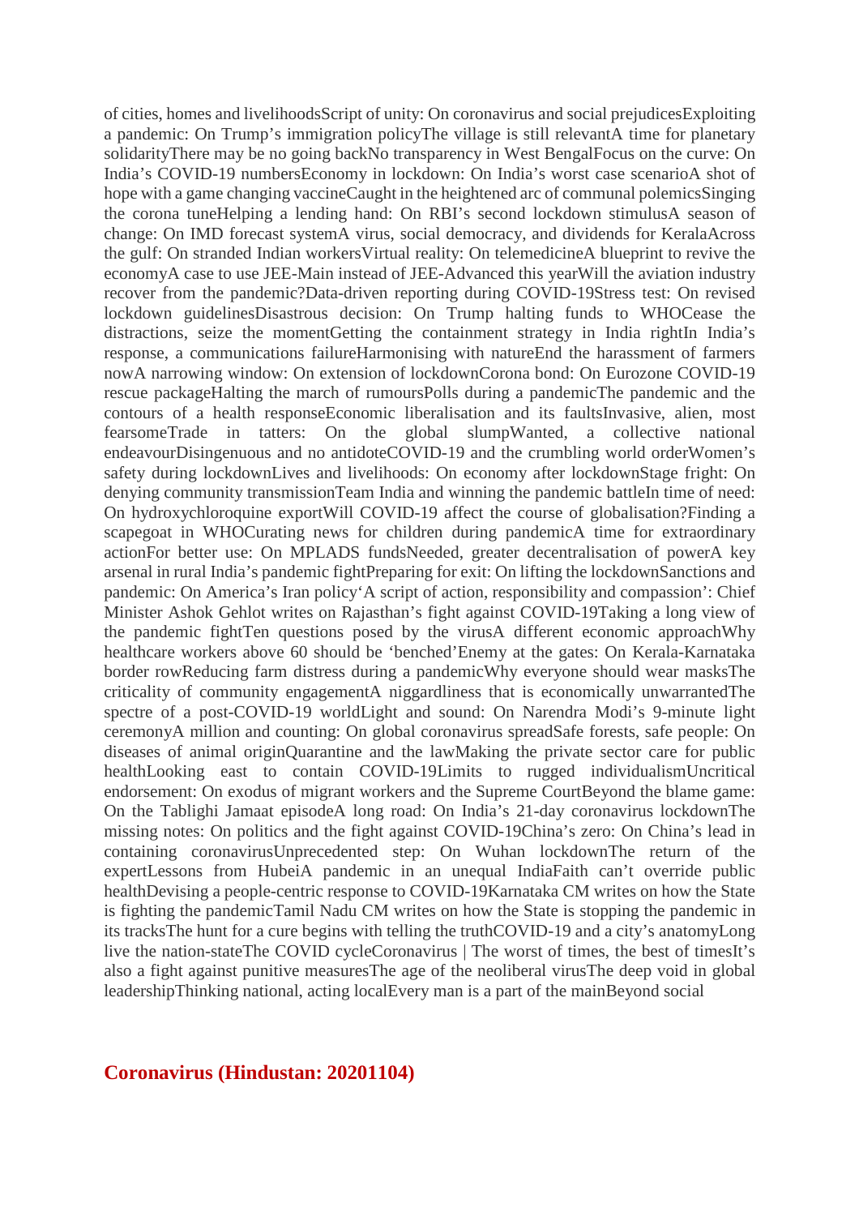of cities, homes and livelihoodsScript of unity: On coronavirus and social prejudicesExploiting a pandemic: On Trump's immigration policyThe village is still relevantA time for planetary solidarityThere may be no going backNo transparency in West BengalFocus on the curve: On India's COVID-19 numbersEconomy in lockdown: On India's worst case scenarioA shot of hope with a game changing vaccineCaught in the heightened arc of communal polemicsSinging the corona tuneHelping a lending hand: On RBI's second lockdown stimulusA season of change: On IMD forecast systemA virus, social democracy, and dividends for KeralaAcross the gulf: On stranded Indian workersVirtual reality: On telemedicineA blueprint to revive the economyA case to use JEE-Main instead of JEE-Advanced this yearWill the aviation industry recover from the pandemic?Data-driven reporting during COVID-19Stress test: On revised lockdown guidelinesDisastrous decision: On Trump halting funds to WHOCease the distractions, seize the momentGetting the containment strategy in India rightIn India's response, a communications failureHarmonising with natureEnd the harassment of farmers nowA narrowing window: On extension of lockdownCorona bond: On Eurozone COVID-19 rescue packageHalting the march of rumoursPolls during a pandemicThe pandemic and the contours of a health responseEconomic liberalisation and its faultsInvasive, alien, most fearsomeTrade in tatters: On the global slumpWanted, a collective national endeavourDisingenuous and no antidoteCOVID-19 and the crumbling world orderWomen's safety during lockdownLives and livelihoods: On economy after lockdownStage fright: On denying community transmissionTeam India and winning the pandemic battleIn time of need: On hydroxychloroquine exportWill COVID-19 affect the course of globalisation?Finding a scapegoat in WHOCurating news for children during pandemicA time for extraordinary actionFor better use: On MPLADS fundsNeeded, greater decentralisation of powerA key arsenal in rural India's pandemic fightPreparing for exit: On lifting the lockdownSanctions and pandemic: On America's Iran policy'A script of action, responsibility and compassion': Chief Minister Ashok Gehlot writes on Rajasthan's fight against COVID-19Taking a long view of the pandemic fightTen questions posed by the virusA different economic approachWhy healthcare workers above 60 should be 'benched'Enemy at the gates: On Kerala-Karnataka border rowReducing farm distress during a pandemicWhy everyone should wear masksThe criticality of community engagementA niggardliness that is economically unwarrantedThe spectre of a post-COVID-19 worldLight and sound: On Narendra Modi's 9-minute light ceremonyA million and counting: On global coronavirus spreadSafe forests, safe people: On diseases of animal originQuarantine and the lawMaking the private sector care for public healthLooking east to contain COVID-19Limits to rugged individualismUncritical endorsement: On exodus of migrant workers and the Supreme CourtBeyond the blame game: On the Tablighi Jamaat episodeA long road: On India's 21-day coronavirus lockdownThe missing notes: On politics and the fight against COVID-19China's zero: On China's lead in containing coronavirusUnprecedented step: On Wuhan lockdownThe return of the expertLessons from HubeiA pandemic in an unequal IndiaFaith can't override public healthDevising a people-centric response to COVID-19Karnataka CM writes on how the State is fighting the pandemicTamil Nadu CM writes on how the State is stopping the pandemic in its tracksThe hunt for a cure begins with telling the truthCOVID-19 and a city's anatomyLong live the nation-stateThe COVID cycleCoronavirus | The worst of times, the best of timesIt's also a fight against punitive measuresThe age of the neoliberal virusThe deep void in global leadershipThinking national, acting localEvery man is a part of the mainBeyond social

## Coronavirus (Hindustan: 20201104)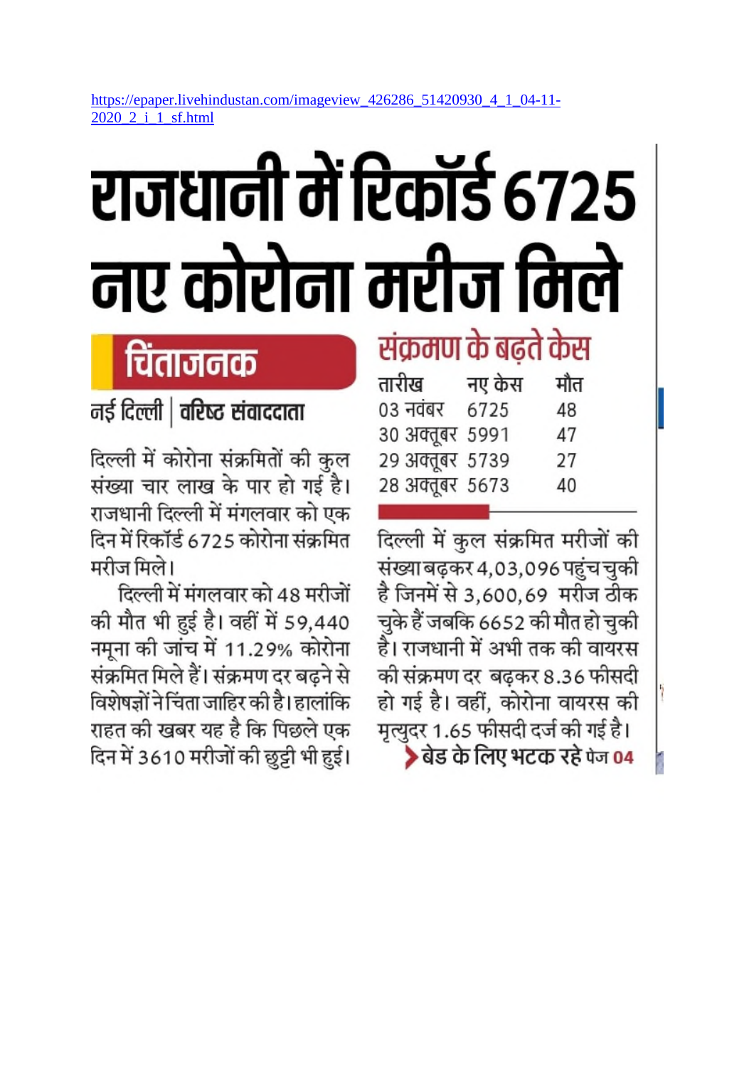https://epaper.livehindustan.com/imageview_426286_51420930_4_1_04-11-2020_2_i_1_sf.html

# राजधानी में रिकॉर्ड 6725 नए कोरोना मरीज मिले

## चिंताजनक

**नई दिल्ली | वरिष्ठ संवाददाता**

दिल्ली में कोरोना संक्रमितों की कुल संख्या चार लाख के पार हो गई है। राजधानी दिल्ली में मंगलवार को एक दिन में रिकॉर्ड 6725 कोरोना संक्रमित मरीज मिले।

दिल्ली में मंगलवार को 48 मरीजों की मौत भी हुई है। वहीं में 59,440 नमूना की जांच में 11.29% कोरोना संक्रमित मिले हैं। संक्रमण दर बढ़ने से विशेषज्ञों ने चिंता जाहिर की है। हालांकि राहत की खबर यह है कि पिछले एक दिन में 3610 मरीजों की छुट्टी भी हुई।

### संक्रमण के बढ़ते केस

| तारीख | नए केस | मौत |
|---|---|---|
| 03 नवंबर | 6725 | 48 |
| 30 अक्तूबर | 5991 | 47 |
| 29 अक्तूबर | 5739 | 27 |
| 28 अक्तूबर | 5673 | 40 |

दिल्ली में कुल संक्रमित मरीजों की संख्या बढ़कर 4,03,096 पहुंच चुकी है जिनमें से 3,600,69 मरीज ठीक चुके हैं जबकि 6652 की मौत हो चुकी है। राजधानी में अभी तक की वायरस की संक्रमण दर बढ़कर 8.36 फीसदी हो गई है। वहीं, कोरोना वायरस की मृत्युदर 1.65 फीसदी दर्ज की गई है।

**बेड के लिए भटक रहे** पेज **04**